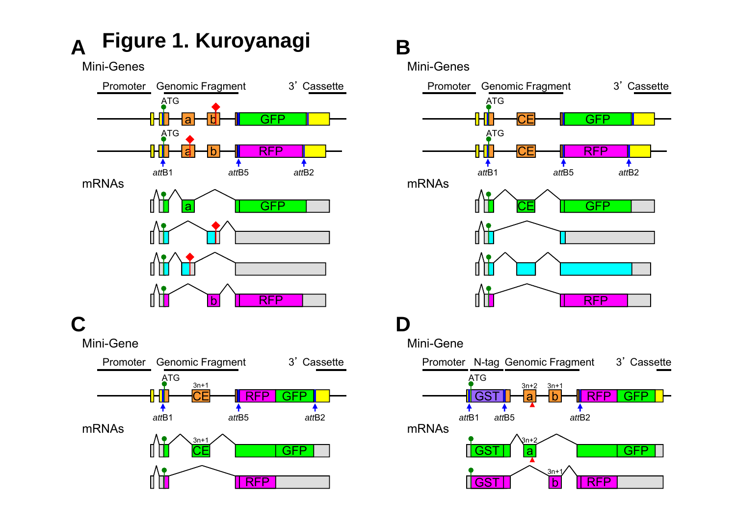# Figure 1. Kuroyanagi

**A**

Mini-Genes

Promoter　Genomic Fragment　3' Cassette

ATG　a　b　GFP

ATG　a　b　RFP

*att*B1　*att*B5　*att*B2

mRNAs

a　GFP

b　RFP

**B**

Mini-Genes

Promoter　Genomic Fragment　3' Cassette

ATG　CE　GFP

ATG　CE　RFP

*att*B1　*att*B5　*att*B2

mRNAs

CE　GFP

RFP

**C**

Mini-Gene

Promoter　Genomic Fragment　3' Cassette

ATG　3n+1　CE　RFP　GFP

*att*B1　*att*B5　*att*B2

mRNAs

3n+1　CE　GFP

RFP

**D**

Mini-Gene

Promoter　N-tag　Genomic Fragment　3' Cassette

ATG　GST　3n+2　a　3n+1　b　RFP　GFP

*att*B1　*att*B5　*att*B2

mRNAs

GST　3n+2　a　GFP

GST　3n+1　b　RFP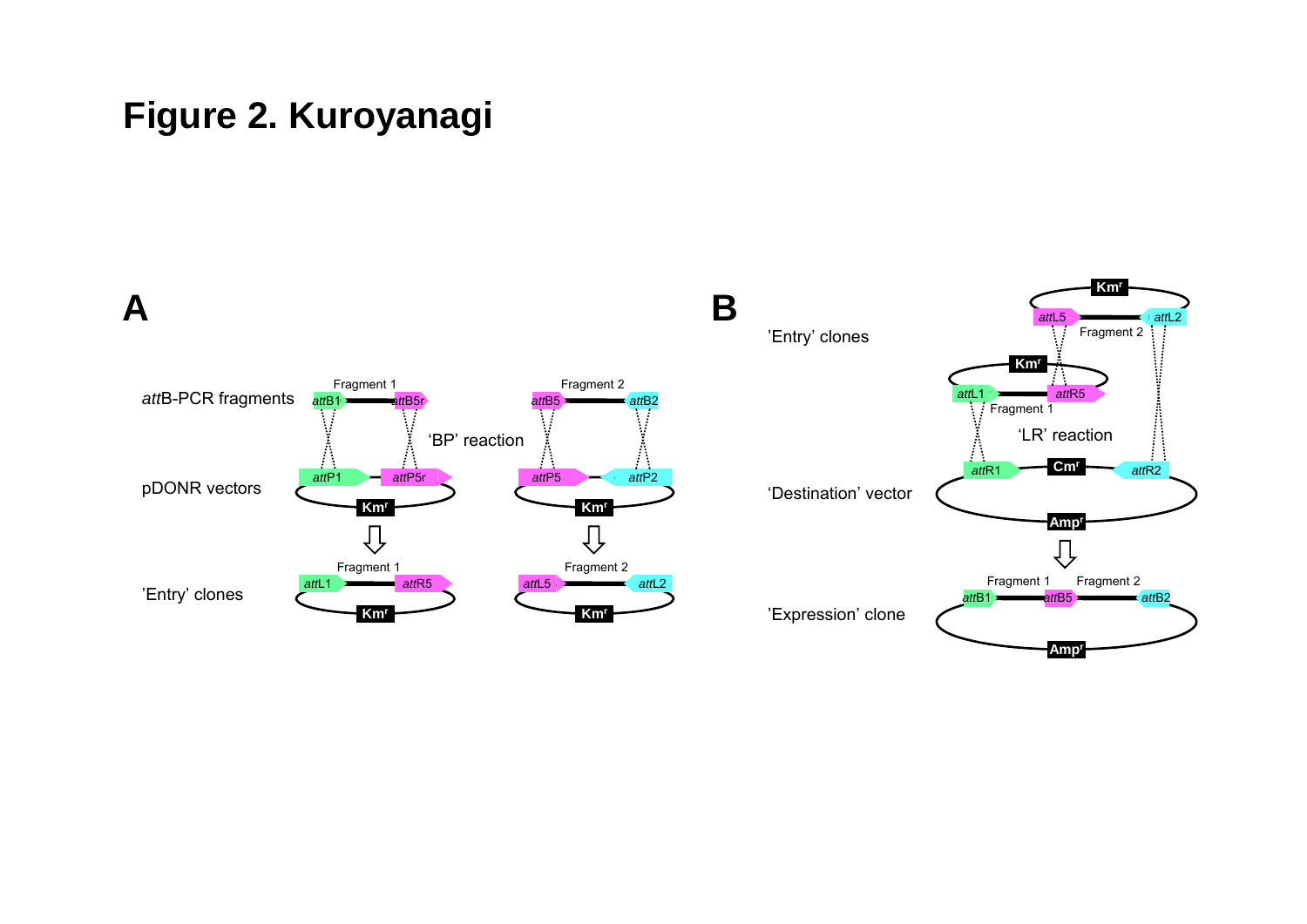# Figure 2. Kuroyanagi

**A**

*att*B-PCR fragments

Fragment 1: *att*B1 — *att*B5r

Fragment 2: *att*B5 — *att*B2

'BP' reaction

pDONR vectors

*att*P1 — *att*P5r, Km$^r$

*att*P5 — *att*P2, Km$^r$

'Entry' clones

Fragment 1: *att*L1 — *att*R5, Km$^r$

Fragment 2: *att*L5 — *att*L2, Km$^r$

**B**

'Entry' clones

Fragment 2: *att*L5 — *att*L2, Km$^r$

Fragment 1: *att*L1 — *att*R5, Km$^r$

'LR' reaction

'Destination' vector

*att*R1 — Cm$^r$ — *att*R2, Amp$^r$

'Expression' clone

*att*B1 — Fragment 1 — *att*B5 — Fragment 2 — *att*B2, Amp$^r$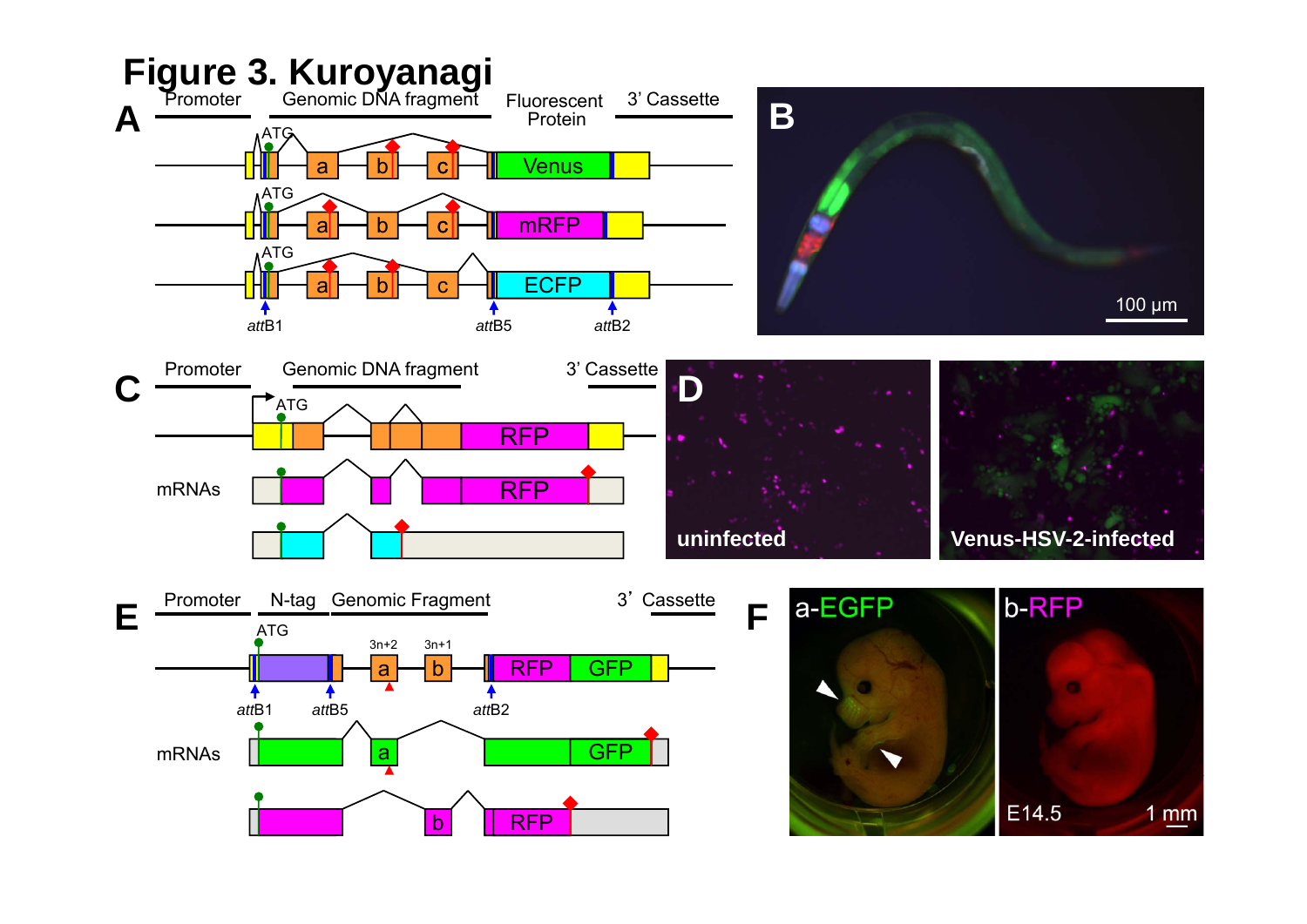# Figure 3. Kuroyanagi

A

Promoter

Genomic DNA fragment

Fluorescent Protein

3' Cassette

ATG

a

b

c

Venus

ATG

a

b

c

mRFP

ATG

a

b

c

ECFP

attB1

attB5

attB2

B

100 μm

C

Promoter

Genomic DNA fragment

3' Cassette

ATG

RFP

mRNAs

RFP

D

uninfected

Venus-HSV-2-infected

E

Promoter

N-tag

Genomic Fragment

3' Cassette

ATG

3n+2

3n+1

a

b

RFP

GFP

attB1

attB5

attB2

mRNAs

a

GFP

b

RFP

F

a-EGFP

b-RFP

E14.5

1 mm